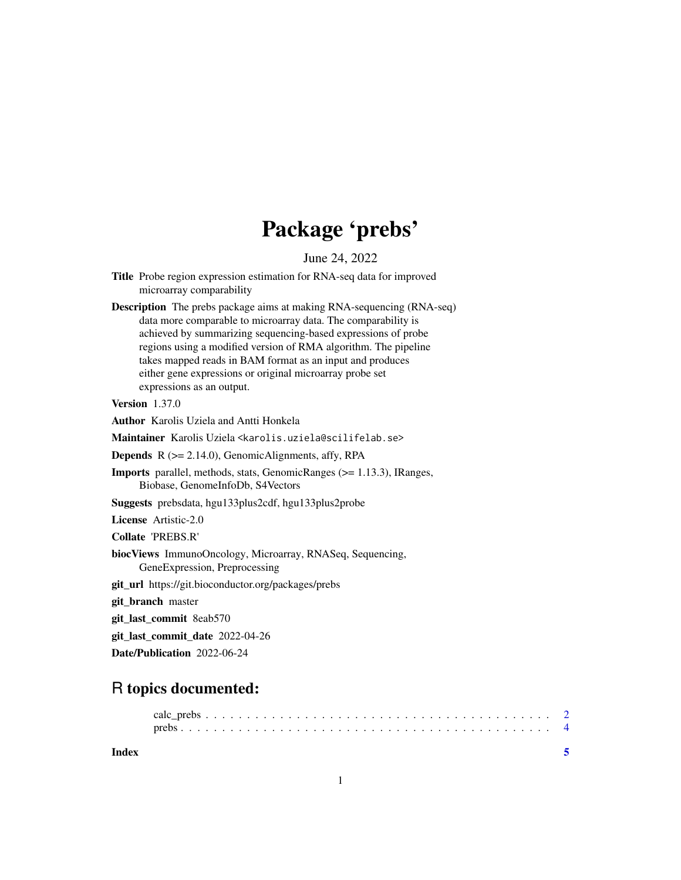# Package 'prebs'

June 24, 2022

**Title** Probe region expression estimation for RNA-seq data for improved microarray comparability

**Description** The prebs package aims at making RNA-sequencing (RNA-seq) data more comparable to microarray data. The comparability is achieved by summarizing sequencing-based expressions of probe regions using a modified version of RMA algorithm. The pipeline takes mapped reads in BAM format as an input and produces either gene expressions or original microarray probe set expressions as an output.

**Version** 1.37.0

**Author** Karolis Uziela and Antti Honkela

**Maintainer** Karolis Uziela <karolis.uziela@scilifelab.se>

**Depends** R (>= 2.14.0), GenomicAlignments, affy, RPA

**Imports** parallel, methods, stats, GenomicRanges (>= 1.13.3), IRanges, Biobase, GenomeInfoDb, S4Vectors

**Suggests** prebsdata, hgu133plus2cdf, hgu133plus2probe

**License** Artistic-2.0

**Collate** 'PREBS.R'

**biocViews** ImmunoOncology, Microarray, RNASeq, Sequencing, GeneExpression, Preprocessing

**git_url** https://git.bioconductor.org/packages/prebs

**git_branch** master

**git_last_commit** 8eab570

**git_last_commit_date** 2022-04-26

**Date/Publication** 2022-06-24

## R topics documented:

- calc_prebs . . . . . . . . . . . . . . . . . . . . . . . . . . . . . . . . . . . . . . . . 2
- prebs . . . . . . . . . . . . . . . . . . . . . . . . . . . . . . . . . . . . . . . . . . 4

**Index** 5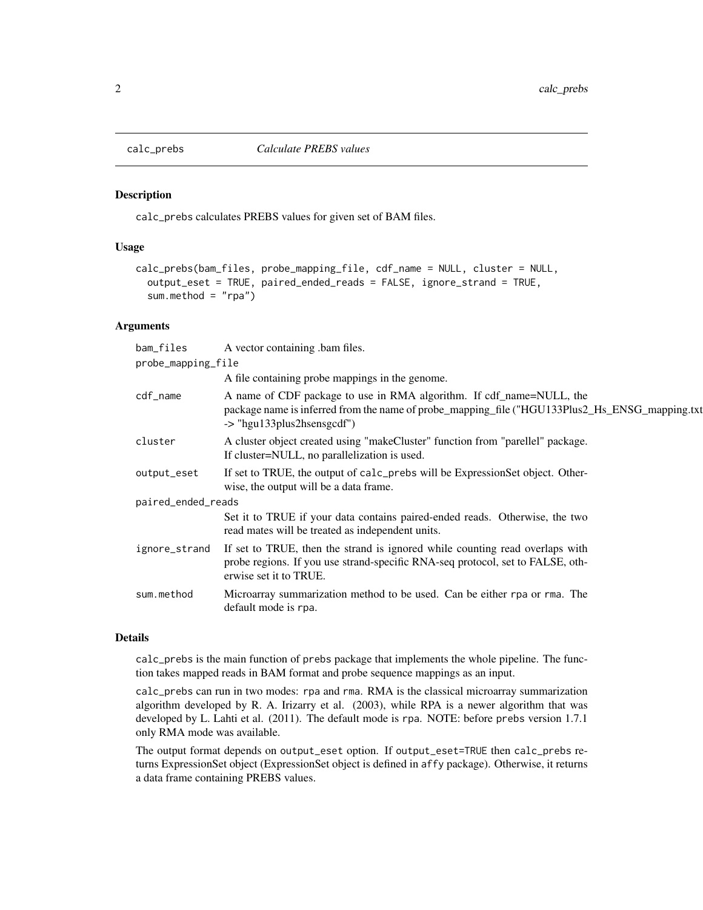# calc_prebs — *Calculate PREBS values*

## Description

calc_prebs calculates PREBS values for given set of BAM files.

## Usage

```
calc_prebs(bam_files, probe_mapping_file, cdf_name = NULL, cluster = NULL,
  output_eset = TRUE, paired_ended_reads = FALSE, ignore_strand = TRUE,
  sum.method = "rpa")
```

## Arguments

| Argument | Description |
| --- | --- |
| bam_files | A vector containing .bam files. |
| probe_mapping_file | A file containing probe mappings in the genome. |
| cdf_name | A name of CDF package to use in RMA algorithm. If cdf_name=NULL, the package name is inferred from the name of probe_mapping_file ("HGU133Plus2_Hs_ENSG_mapping.txt -> "hgu133plus2hsensgcdf") |
| cluster | A cluster object created using "makeCluster" function from "parellel" package. If cluster=NULL, no parallelization is used. |
| output_eset | If set to TRUE, the output of calc_prebs will be ExpressionSet object. Otherwise, the output will be a data frame. |
| paired_ended_reads | Set it to TRUE if your data contains paired-ended reads. Otherwise, the two read mates will be treated as independent units. |
| ignore_strand | If set to TRUE, then the strand is ignored while counting read overlaps with probe regions. If you use strand-specific RNA-seq protocol, set to FALSE, otherwise set it to TRUE. |
| sum.method | Microarray summarization method to be used. Can be either rpa or rma. The default mode is rpa. |

## Details

calc_prebs is the main function of prebs package that implements the whole pipeline. The function takes mapped reads in BAM format and probe sequence mappings as an input.

calc_prebs can run in two modes: rpa and rma. RMA is the classical microarray summarization algorithm developed by R. A. Irizarry et al. (2003), while RPA is a newer algorithm that was developed by L. Lahti et al. (2011). The default mode is rpa. NOTE: before prebs version 1.7.1 only RMA mode was available.

The output format depends on output_eset option. If output_eset=TRUE then calc_prebs returns ExpressionSet object (ExpressionSet object is defined in affy package). Otherwise, it returns a data frame containing PREBS values.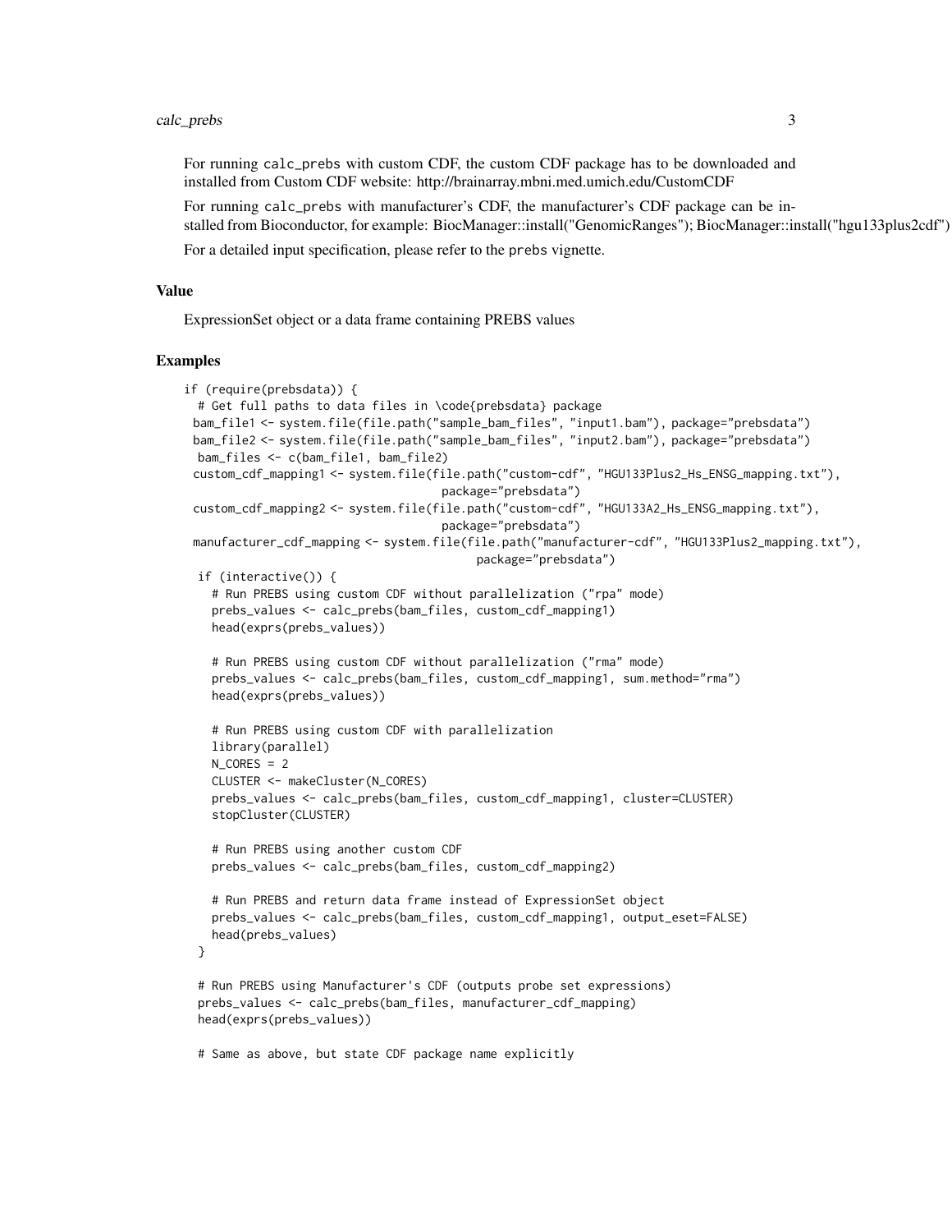For running calc_prebs with custom CDF, the custom CDF package has to be downloaded and installed from Custom CDF website: http://brainarray.mbni.med.umich.edu/CustomCDF

For running calc_prebs with manufacturer's CDF, the manufacturer's CDF package can be installed from Bioconductor, for example: BiocManager::install("GenomicRanges"); BiocManager::install("hgu133plus2cdf")

For a detailed input specification, please refer to the prebs vignette.

## Value

ExpressionSet object or a data frame containing PREBS values

## Examples

```
if (require(prebsdata)) {
  # Get full paths to data files in \code{prebsdata} package
 bam_file1 <- system.file(file.path("sample_bam_files", "input1.bam"), package="prebsdata")
 bam_file2 <- system.file(file.path("sample_bam_files", "input2.bam"), package="prebsdata")
  bam_files <- c(bam_file1, bam_file2)
 custom_cdf_mapping1 <- system.file(file.path("custom-cdf", "HGU133Plus2_Hs_ENSG_mapping.txt"),
                                    package="prebsdata")
 custom_cdf_mapping2 <- system.file(file.path("custom-cdf", "HGU133A2_Hs_ENSG_mapping.txt"),
                                    package="prebsdata")
 manufacturer_cdf_mapping <- system.file(file.path("manufacturer-cdf", "HGU133Plus2_mapping.txt"),
                                         package="prebsdata")
  if (interactive()) {
    # Run PREBS using custom CDF without parallelization ("rpa" mode)
    prebs_values <- calc_prebs(bam_files, custom_cdf_mapping1)
    head(exprs(prebs_values))

    # Run PREBS using custom CDF without parallelization ("rma" mode)
    prebs_values <- calc_prebs(bam_files, custom_cdf_mapping1, sum.method="rma")
    head(exprs(prebs_values))

    # Run PREBS using custom CDF with parallelization
    library(parallel)
    N_CORES = 2
    CLUSTER <- makeCluster(N_CORES)
    prebs_values <- calc_prebs(bam_files, custom_cdf_mapping1, cluster=CLUSTER)
    stopCluster(CLUSTER)

    # Run PREBS using another custom CDF
    prebs_values <- calc_prebs(bam_files, custom_cdf_mapping2)

    # Run PREBS and return data frame instead of ExpressionSet object
    prebs_values <- calc_prebs(bam_files, custom_cdf_mapping1, output_eset=FALSE)
    head(prebs_values)
  }

  # Run PREBS using Manufacturer's CDF (outputs probe set expressions)
  prebs_values <- calc_prebs(bam_files, manufacturer_cdf_mapping)
  head(exprs(prebs_values))

  # Same as above, but state CDF package name explicitly
```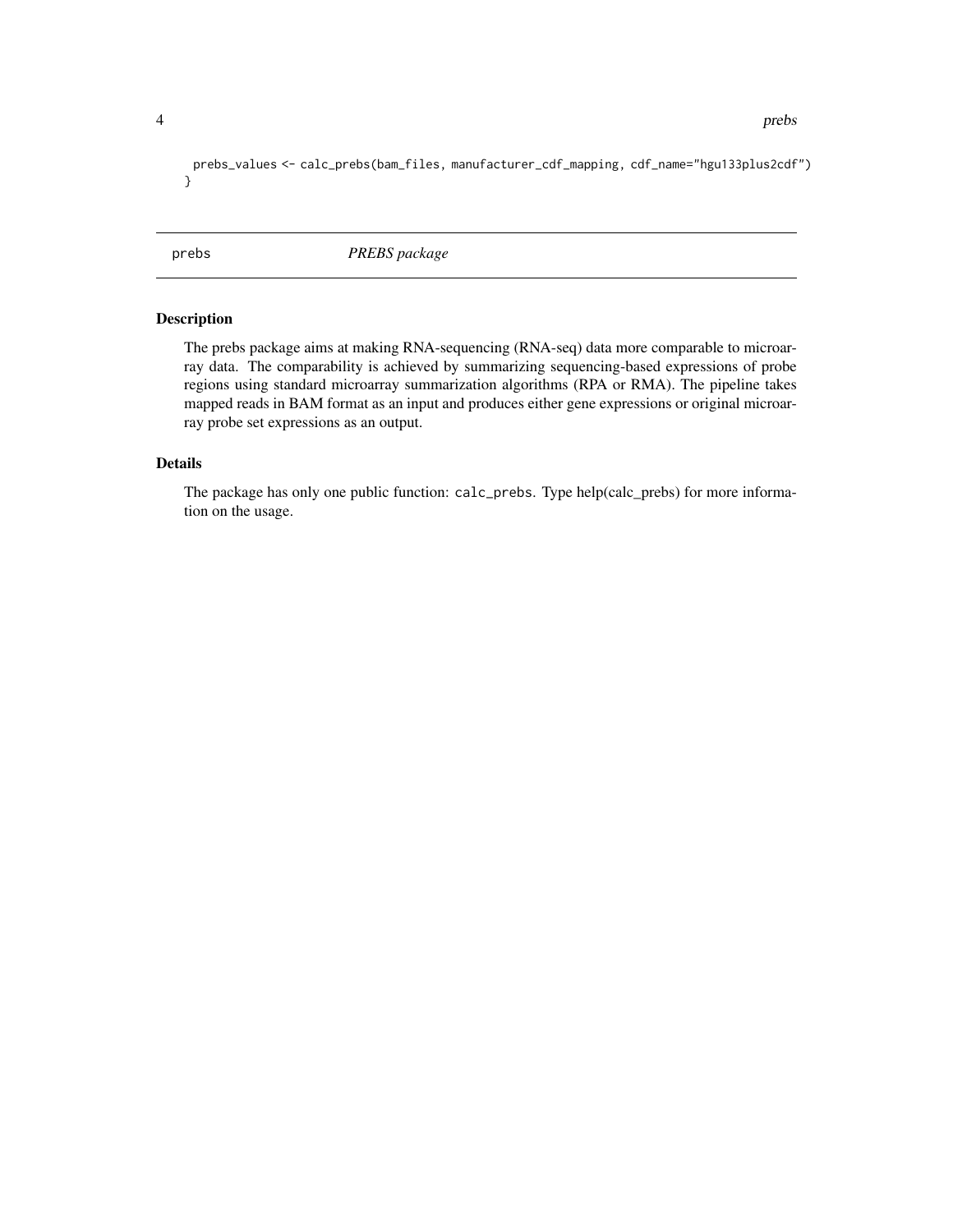```
  prebs_values <- calc_prebs(bam_files, manufacturer_cdf_mapping, cdf_name="hgu133plus2cdf")
}
```

## prebs — *PREBS package*

### Description

The prebs package aims at making RNA-sequencing (RNA-seq) data more comparable to microarray data. The comparability is achieved by summarizing sequencing-based expressions of probe regions using standard microarray summarization algorithms (RPA or RMA). The pipeline takes mapped reads in BAM format as an input and produces either gene expressions or original microarray probe set expressions as an output.

### Details

The package has only one public function: `calc_prebs`. Type help(calc_prebs) for more information on the usage.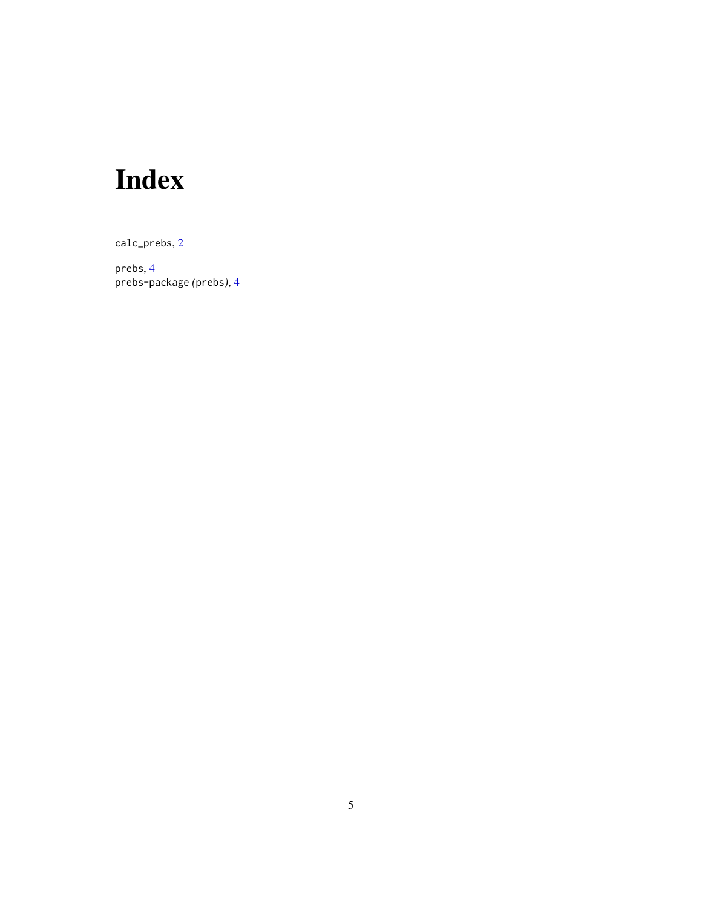# Index

calc_prebs, 2

prebs, 4
prebs-package (prebs), 4